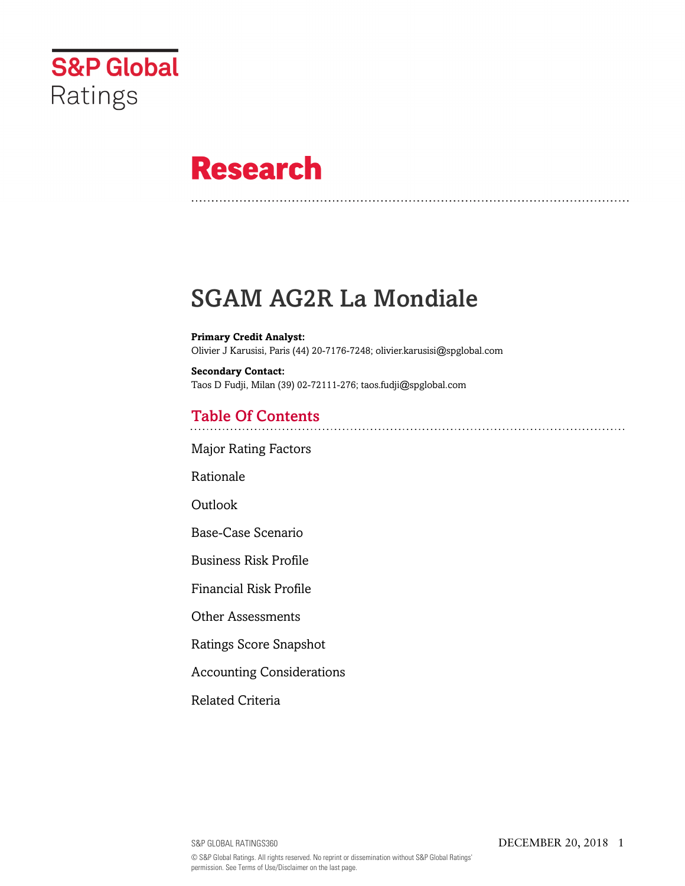S&P Global Ratings

# Research

## SGAM AG2R La Mondiale

**Primary Credit Analyst:**
Olivier J Karusisi, Paris (44) 20-7176-7248; olivier.karusisi@spglobal.com

**Secondary Contact:**
Taos D Fudji, Milan (39) 02-72111-276; taos.fudji@spglobal.com

### Table Of Contents

Major Rating Factors

Rationale

Outlook

Base-Case Scenario

Business Risk Profile

Financial Risk Profile

Other Assessments

Ratings Score Snapshot

Accounting Considerations

Related Criteria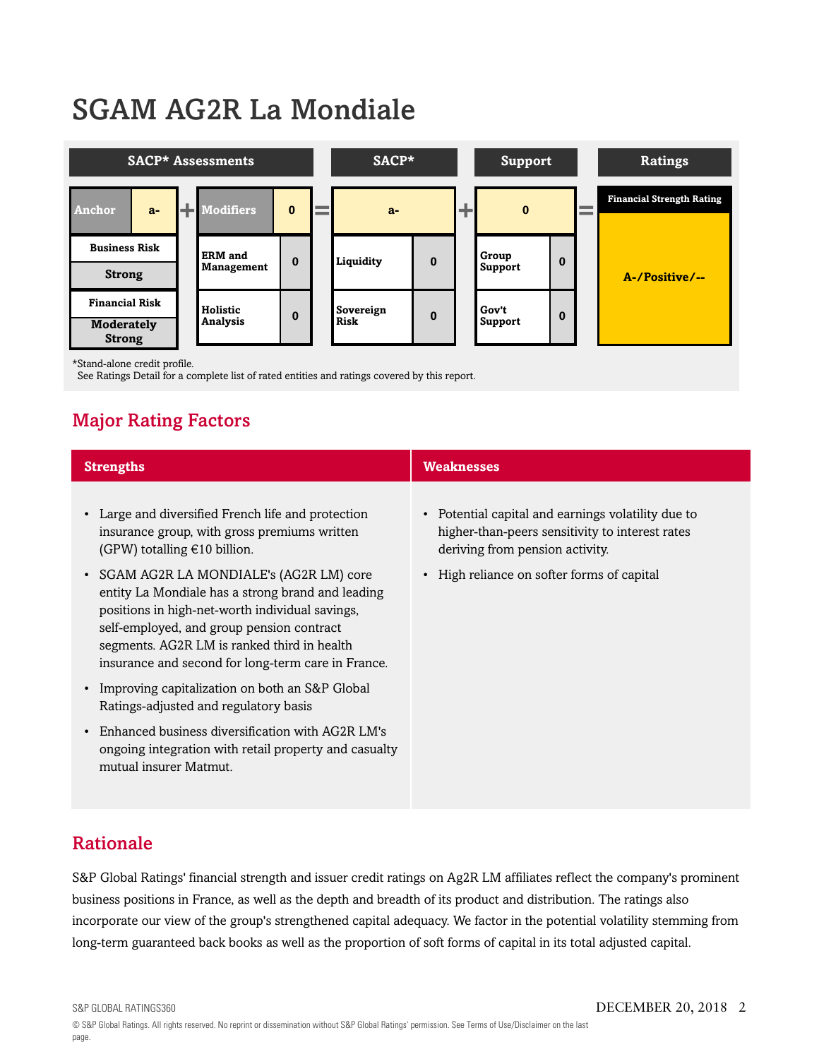# SGAM AG2R La Mondiale

| SACP* Assessments | | | | SACP* | | Support | | Ratings |
|---|---|---|---|---|---|---|---|---|
| Anchor | a- | Modifiers | 0 | a- | | 0 | | Financial Strength Rating |
| Business Risk: Strong | | ERM and Management | 0 | Liquidity | 0 | Group Support | 0 | A-/Positive/-- |
| Financial Risk: Moderately Strong | | Holistic Analysis | 0 | Sovereign Risk | 0 | Gov't Support | 0 | |

*Stand-alone credit profile.
See Ratings Detail for a complete list of rated entities and ratings covered by this report.

## Major Rating Factors

| Strengths | Weaknesses |
|---|---|
| • Large and diversified French life and protection insurance group, with gross premiums written (GPW) totalling €10 billion.<br>• SGAM AG2R LA MONDIALE's (AG2R LM) core entity La Mondiale has a strong brand and leading positions in high-net-worth individual savings, self-employed, and group pension contract segments. AG2R LM is ranked third in health insurance and second for long-term care in France.<br>• Improving capitalization on both an S&P Global Ratings-adjusted and regulatory basis<br>• Enhanced business diversification with AG2R LM's ongoing integration with retail property and casualty mutual insurer Matmut. | • Potential capital and earnings volatility due to higher-than-peers sensitivity to interest rates deriving from pension activity.<br>• High reliance on softer forms of capital |

## Rationale

S&P Global Ratings' financial strength and issuer credit ratings on Ag2R LM affiliates reflect the company's prominent business positions in France, as well as the depth and breadth of its product and distribution. The ratings also incorporate our view of the group's strengthened capital adequacy. We factor in the potential volatility stemming from long-term guaranteed back books as well as the proportion of soft forms of capital in its total adjusted capital.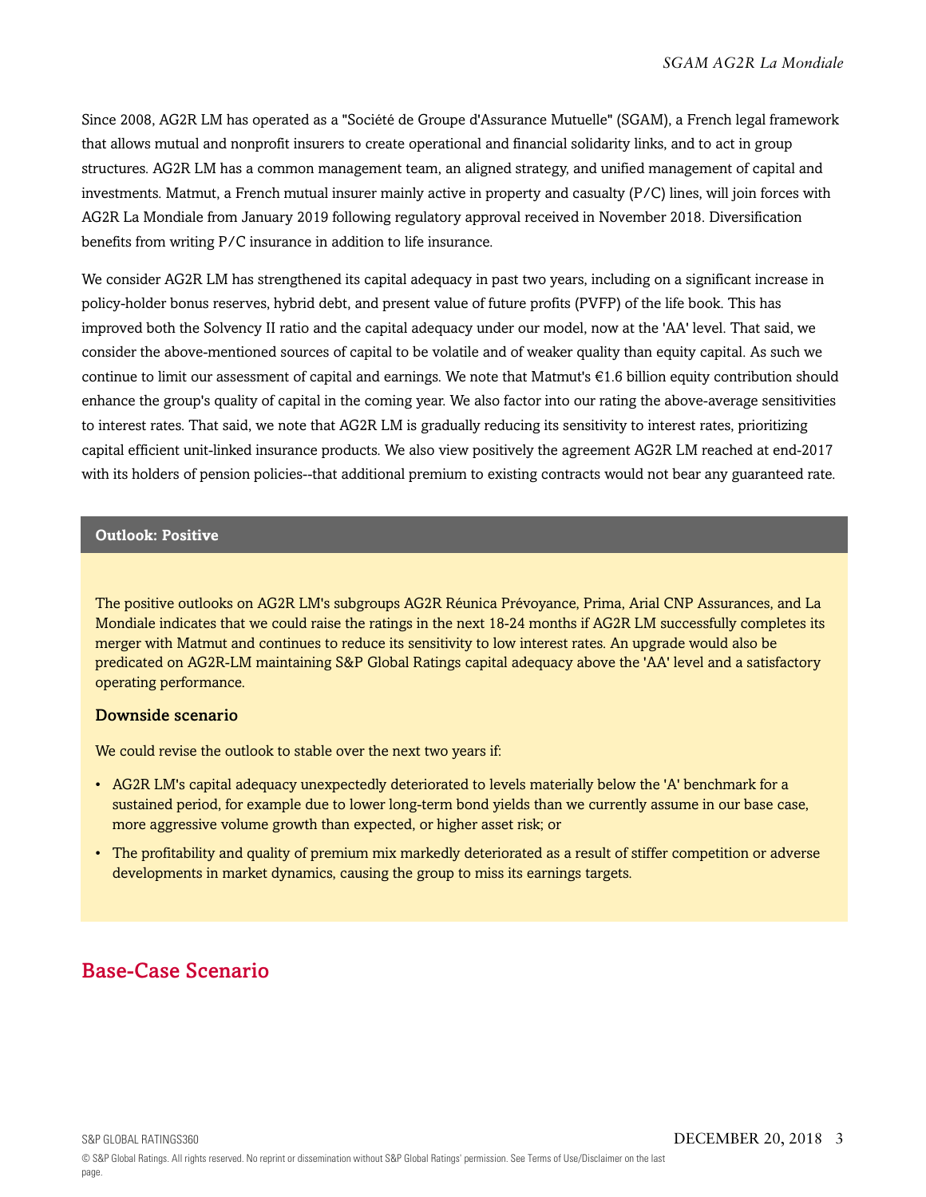Since 2008, AG2R LM has operated as a "Société de Groupe d'Assurance Mutuelle" (SGAM), a French legal framework that allows mutual and nonprofit insurers to create operational and financial solidarity links, and to act in group structures. AG2R LM has a common management team, an aligned strategy, and unified management of capital and investments. Matmut, a French mutual insurer mainly active in property and casualty (P/C) lines, will join forces with AG2R La Mondiale from January 2019 following regulatory approval received in November 2018. Diversification benefits from writing P/C insurance in addition to life insurance.

We consider AG2R LM has strengthened its capital adequacy in past two years, including on a significant increase in policy-holder bonus reserves, hybrid debt, and present value of future profits (PVFP) of the life book. This has improved both the Solvency II ratio and the capital adequacy under our model, now at the 'AA' level. That said, we consider the above-mentioned sources of capital to be volatile and of weaker quality than equity capital. As such we continue to limit our assessment of capital and earnings. We note that Matmut's €1.6 billion equity contribution should enhance the group's quality of capital in the coming year. We also factor into our rating the above-average sensitivities to interest rates. That said, we note that AG2R LM is gradually reducing its sensitivity to interest rates, prioritizing capital efficient unit-linked insurance products. We also view positively the agreement AG2R LM reached at end-2017 with its holders of pension policies--that additional premium to existing contracts would not bear any guaranteed rate.

## Outlook: Positive

The positive outlooks on AG2R LM's subgroups AG2R Réunica Prévoyance, Prima, Arial CNP Assurances, and La Mondiale indicates that we could raise the ratings in the next 18-24 months if AG2R LM successfully completes its merger with Matmut and continues to reduce its sensitivity to low interest rates. An upgrade would also be predicated on AG2R-LM maintaining S&P Global Ratings capital adequacy above the 'AA' level and a satisfactory operating performance.

### Downside scenario

We could revise the outlook to stable over the next two years if:

- AG2R LM's capital adequacy unexpectedly deteriorated to levels materially below the 'A' benchmark for a sustained period, for example due to lower long-term bond yields than we currently assume in our base case, more aggressive volume growth than expected, or higher asset risk; or
- The profitability and quality of premium mix markedly deteriorated as a result of stiffer competition or adverse developments in market dynamics, causing the group to miss its earnings targets.

## Base-Case Scenario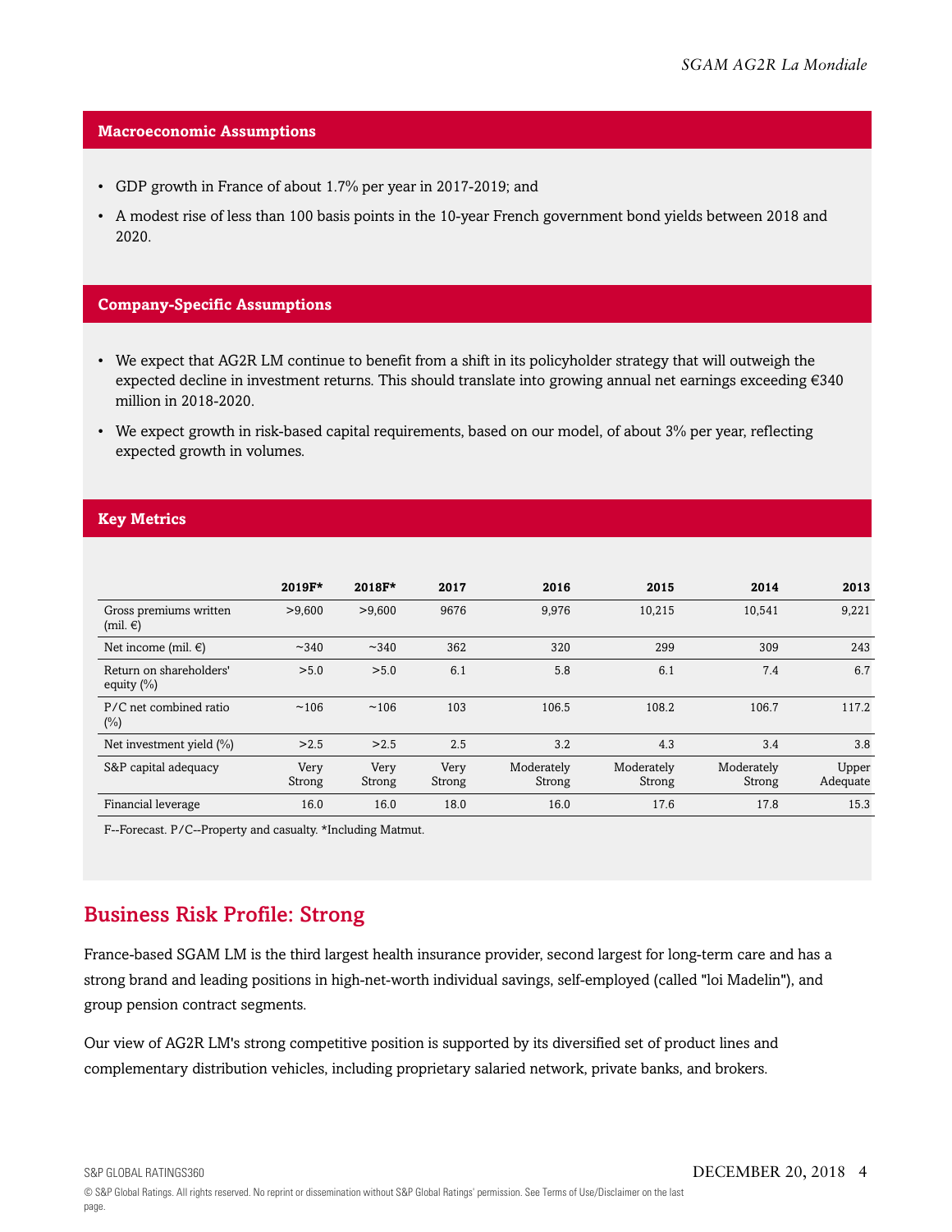### Macroeconomic Assumptions

- GDP growth in France of about 1.7% per year in 2017-2019; and
- A modest rise of less than 100 basis points in the 10-year French government bond yields between 2018 and 2020.

### Company-Specific Assumptions

- We expect that AG2R LM continue to benefit from a shift in its policyholder strategy that will outweigh the expected decline in investment returns. This should translate into growing annual net earnings exceeding €340 million in 2018-2020.
- We expect growth in risk-based capital requirements, based on our model, of about 3% per year, reflecting expected growth in volumes.

### Key Metrics

| | 2019F* | 2018F* | 2017 | 2016 | 2015 | 2014 | 2013 |
|---|---|---|---|---|---|---|---|
| Gross premiums written (mil. €) | >9,600 | >9,600 | 9676 | 9,976 | 10,215 | 10,541 | 9,221 |
| Net income (mil. €) | ~340 | ~340 | 362 | 320 | 299 | 309 | 243 |
| Return on shareholders' equity (%) | >5.0 | >5.0 | 6.1 | 5.8 | 6.1 | 7.4 | 6.7 |
| P/C net combined ratio (%) | ~106 | ~106 | 103 | 106.5 | 108.2 | 106.7 | 117.2 |
| Net investment yield (%) | >2.5 | >2.5 | 2.5 | 3.2 | 4.3 | 3.4 | 3.8 |
| S&P capital adequacy | Very Strong | Very Strong | Very Strong | Moderately Strong | Moderately Strong | Moderately Strong | Upper Adequate |
| Financial leverage | 16.0 | 16.0 | 18.0 | 16.0 | 17.6 | 17.8 | 15.3 |

F--Forecast. P/C--Property and casualty. *Including Matmut.

## Business Risk Profile: Strong

France-based SGAM LM is the third largest health insurance provider, second largest for long-term care and has a strong brand and leading positions in high-net-worth individual savings, self-employed (called "loi Madelin"), and group pension contract segments.

Our view of AG2R LM's strong competitive position is supported by its diversified set of product lines and complementary distribution vehicles, including proprietary salaried network, private banks, and brokers.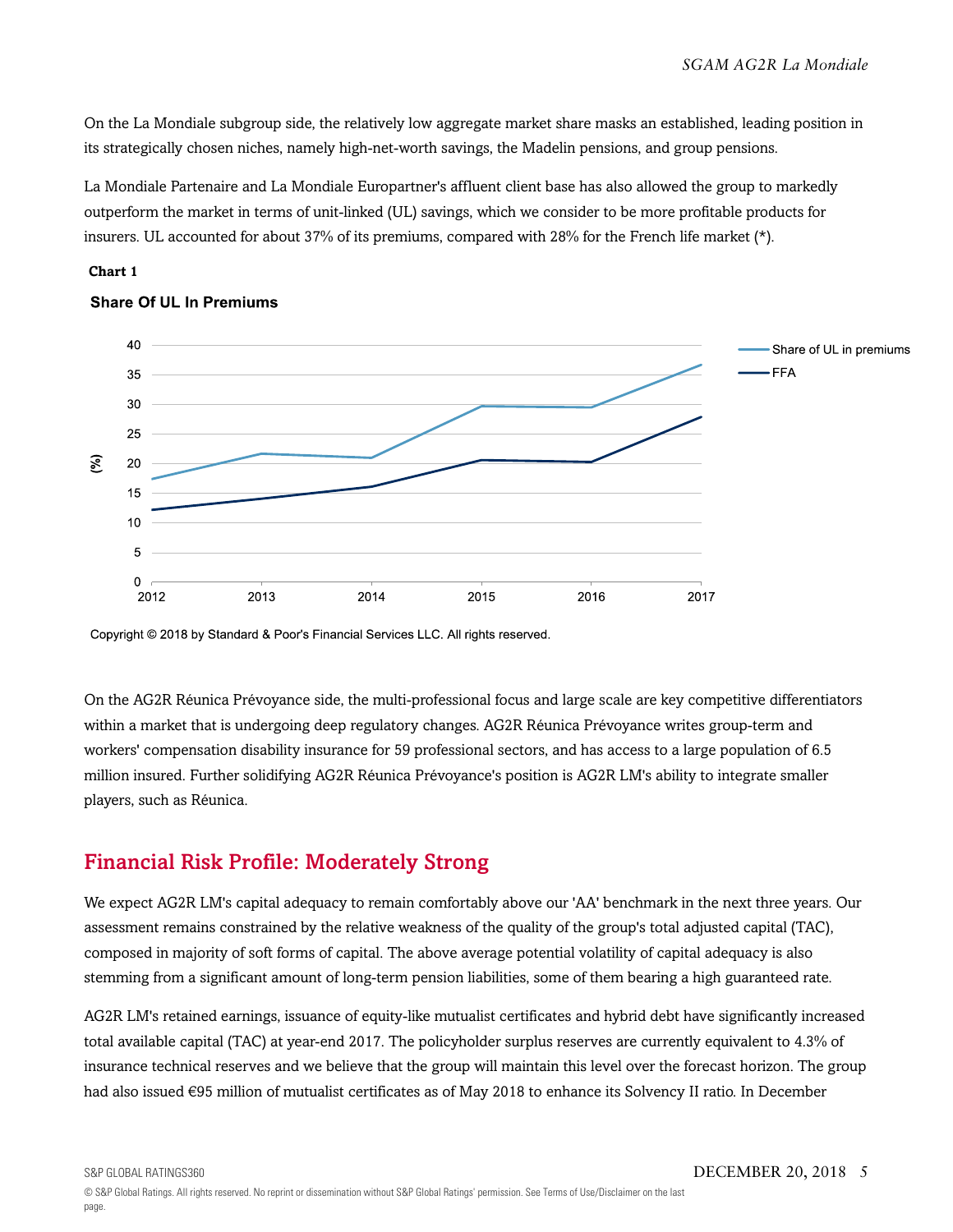On the La Mondiale subgroup side, the relatively low aggregate market share masks an established, leading position in its strategically chosen niches, namely high-net-worth savings, the Madelin pensions, and group pensions.

La Mondiale Partenaire and La Mondiale Europartner's affluent client base has also allowed the group to markedly outperform the market in terms of unit-linked (UL) savings, which we consider to be more profitable products for insurers. UL accounted for about 37% of its premiums, compared with 28% for the French life market (*).

**Chart 1**

**Share Of UL In Premiums**

Copyright © 2018 by Standard & Poor's Financial Services LLC. All rights reserved.

On the AG2R Réunica Prévoyance side, the multi-professional focus and large scale are key competitive differentiators within a market that is undergoing deep regulatory changes. AG2R Réunica Prévoyance writes group-term and workers' compensation disability insurance for 59 professional sectors, and has access to a large population of 6.5 million insured. Further solidifying AG2R Réunica Prévoyance's position is AG2R LM's ability to integrate smaller players, such as Réunica.

## Financial Risk Profile: Moderately Strong

We expect AG2R LM's capital adequacy to remain comfortably above our 'AA' benchmark in the next three years. Our assessment remains constrained by the relative weakness of the quality of the group's total adjusted capital (TAC), composed in majority of soft forms of capital. The above average potential volatility of capital adequacy is also stemming from a significant amount of long-term pension liabilities, some of them bearing a high guaranteed rate.

AG2R LM's retained earnings, issuance of equity-like mutualist certificates and hybrid debt have significantly increased total available capital (TAC) at year-end 2017. The policyholder surplus reserves are currently equivalent to 4.3% of insurance technical reserves and we believe that the group will maintain this level over the forecast horizon. The group had also issued €95 million of mutualist certificates as of May 2018 to enhance its Solvency II ratio. In December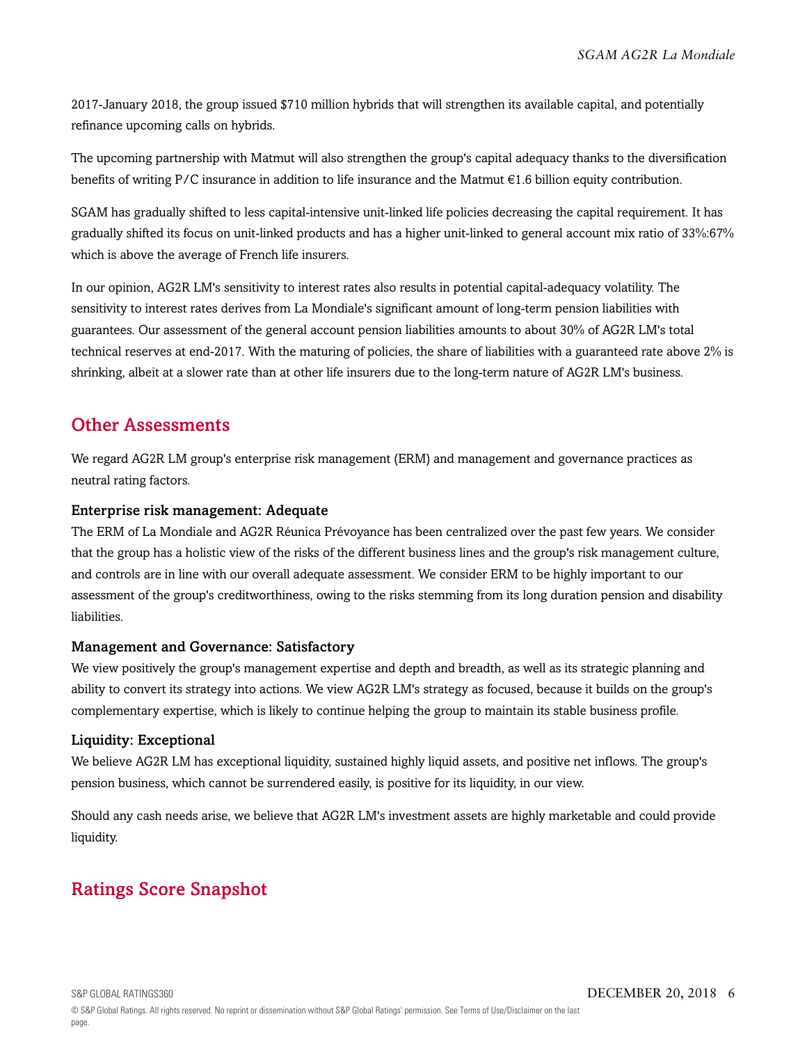2017-January 2018, the group issued $710 million hybrids that will strengthen its available capital, and potentially refinance upcoming calls on hybrids.

The upcoming partnership with Matmut will also strengthen the group's capital adequacy thanks to the diversification benefits of writing P/C insurance in addition to life insurance and the Matmut €1.6 billion equity contribution.

SGAM has gradually shifted to less capital-intensive unit-linked life policies decreasing the capital requirement. It has gradually shifted its focus on unit-linked products and has a higher unit-linked to general account mix ratio of 33%:67% which is above the average of French life insurers.

In our opinion, AG2R LM's sensitivity to interest rates also results in potential capital-adequacy volatility. The sensitivity to interest rates derives from La Mondiale's significant amount of long-term pension liabilities with guarantees. Our assessment of the general account pension liabilities amounts to about 30% of AG2R LM's total technical reserves at end-2017. With the maturing of policies, the share of liabilities with a guaranteed rate above 2% is shrinking, albeit at a slower rate than at other life insurers due to the long-term nature of AG2R LM's business.

## Other Assessments

We regard AG2R LM group's enterprise risk management (ERM) and management and governance practices as neutral rating factors.

### Enterprise risk management: Adequate

The ERM of La Mondiale and AG2R Réunica Prévoyance has been centralized over the past few years. We consider that the group has a holistic view of the risks of the different business lines and the group's risk management culture, and controls are in line with our overall adequate assessment. We consider ERM to be highly important to our assessment of the group's creditworthiness, owing to the risks stemming from its long duration pension and disability liabilities.

### Management and Governance: Satisfactory

We view positively the group's management expertise and depth and breadth, as well as its strategic planning and ability to convert its strategy into actions. We view AG2R LM's strategy as focused, because it builds on the group's complementary expertise, which is likely to continue helping the group to maintain its stable business profile.

### Liquidity: Exceptional

We believe AG2R LM has exceptional liquidity, sustained highly liquid assets, and positive net inflows. The group's pension business, which cannot be surrendered easily, is positive for its liquidity, in our view.

Should any cash needs arise, we believe that AG2R LM's investment assets are highly marketable and could provide liquidity.

## Ratings Score Snapshot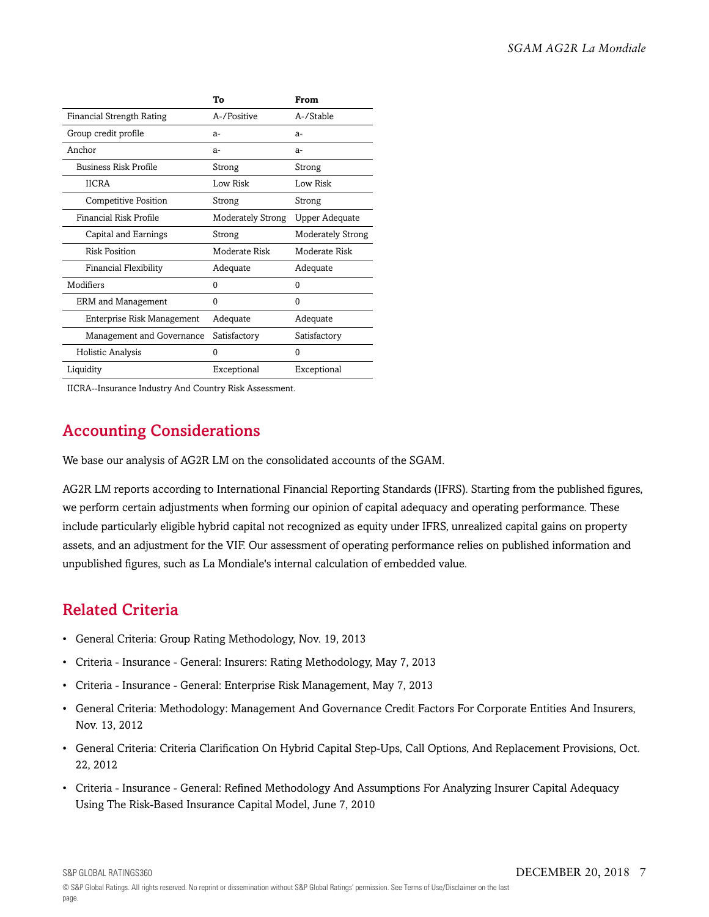| | To | From |
|---|---|---|
| Financial Strength Rating | A-/Positive | A-/Stable |
| Group credit profile | a- | a- |
| Anchor | a- | a- |
| Business Risk Profile | Strong | Strong |
| IICRA | Low Risk | Low Risk |
| Competitive Position | Strong | Strong |
| Financial Risk Profile | Moderately Strong | Upper Adequate |
| Capital and Earnings | Strong | Moderately Strong |
| Risk Position | Moderate Risk | Moderate Risk |
| Financial Flexibility | Adequate | Adequate |
| Modifiers | 0 | 0 |
| ERM and Management | 0 | 0 |
| Enterprise Risk Management | Adequate | Adequate |
| Management and Governance | Satisfactory | Satisfactory |
| Holistic Analysis | 0 | 0 |
| Liquidity | Exceptional | Exceptional |

IICRA--Insurance Industry And Country Risk Assessment.

## Accounting Considerations

We base our analysis of AG2R LM on the consolidated accounts of the SGAM.

AG2R LM reports according to International Financial Reporting Standards (IFRS). Starting from the published figures, we perform certain adjustments when forming our opinion of capital adequacy and operating performance. These include particularly eligible hybrid capital not recognized as equity under IFRS, unrealized capital gains on property assets, and an adjustment for the VIF. Our assessment of operating performance relies on published information and unpublished figures, such as La Mondiale's internal calculation of embedded value.

## Related Criteria

- General Criteria: Group Rating Methodology, Nov. 19, 2013
- Criteria - Insurance - General: Insurers: Rating Methodology, May 7, 2013
- Criteria - Insurance - General: Enterprise Risk Management, May 7, 2013
- General Criteria: Methodology: Management And Governance Credit Factors For Corporate Entities And Insurers, Nov. 13, 2012
- General Criteria: Criteria Clarification On Hybrid Capital Step-Ups, Call Options, And Replacement Provisions, Oct. 22, 2012
- Criteria - Insurance - General: Refined Methodology And Assumptions For Analyzing Insurer Capital Adequacy Using The Risk-Based Insurance Capital Model, June 7, 2010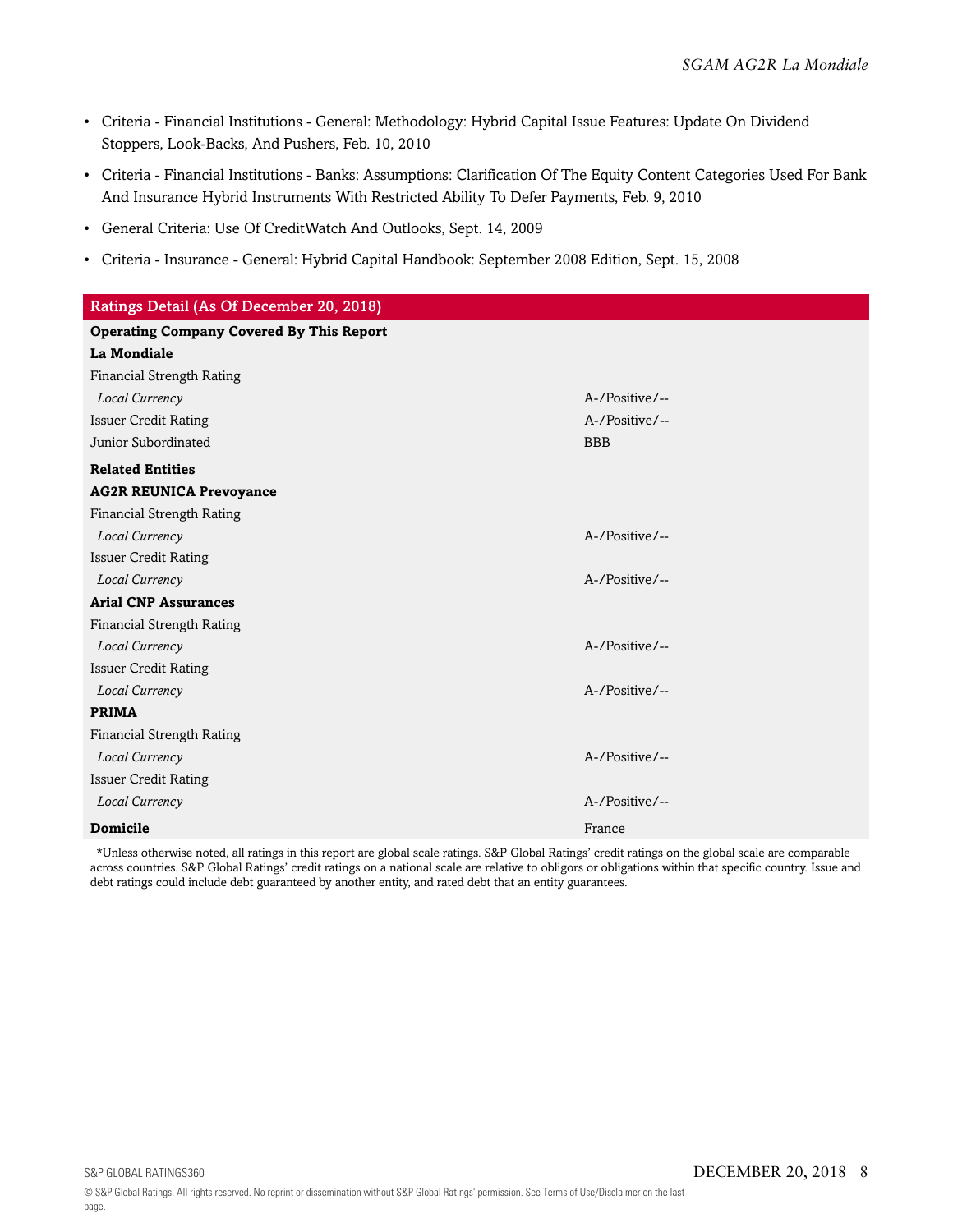- Criteria - Financial Institutions - General: Methodology: Hybrid Capital Issue Features: Update On Dividend Stoppers, Look-Backs, And Pushers, Feb. 10, 2010
- Criteria - Financial Institutions - Banks: Assumptions: Clarification Of The Equity Content Categories Used For Bank And Insurance Hybrid Instruments With Restricted Ability To Defer Payments, Feb. 9, 2010
- General Criteria: Use Of CreditWatch And Outlooks, Sept. 14, 2009
- Criteria - Insurance - General: Hybrid Capital Handbook: September 2008 Edition, Sept. 15, 2008

| Ratings Detail (As Of December 20, 2018) | |
|---|---|
| **Operating Company Covered By This Report** | |
| **La Mondiale** | |
| Financial Strength Rating | |
| *Local Currency* | A-/Positive/-- |
| Issuer Credit Rating | A-/Positive/-- |
| Junior Subordinated | BBB |
| **Related Entities** | |
| **AG2R REUNICA Prevoyance** | |
| Financial Strength Rating | |
| *Local Currency* | A-/Positive/-- |
| Issuer Credit Rating | |
| *Local Currency* | A-/Positive/-- |
| **Arial CNP Assurances** | |
| Financial Strength Rating | |
| *Local Currency* | A-/Positive/-- |
| Issuer Credit Rating | |
| *Local Currency* | A-/Positive/-- |
| **PRIMA** | |
| Financial Strength Rating | |
| *Local Currency* | A-/Positive/-- |
| Issuer Credit Rating | |
| *Local Currency* | A-/Positive/-- |
| **Domicile** | France |

*Unless otherwise noted, all ratings in this report are global scale ratings. S&P Global Ratings' credit ratings on the global scale are comparable across countries. S&P Global Ratings' credit ratings on a national scale are relative to obligors or obligations within that specific country. Issue and debt ratings could include debt guaranteed by another entity, and rated debt that an entity guarantees.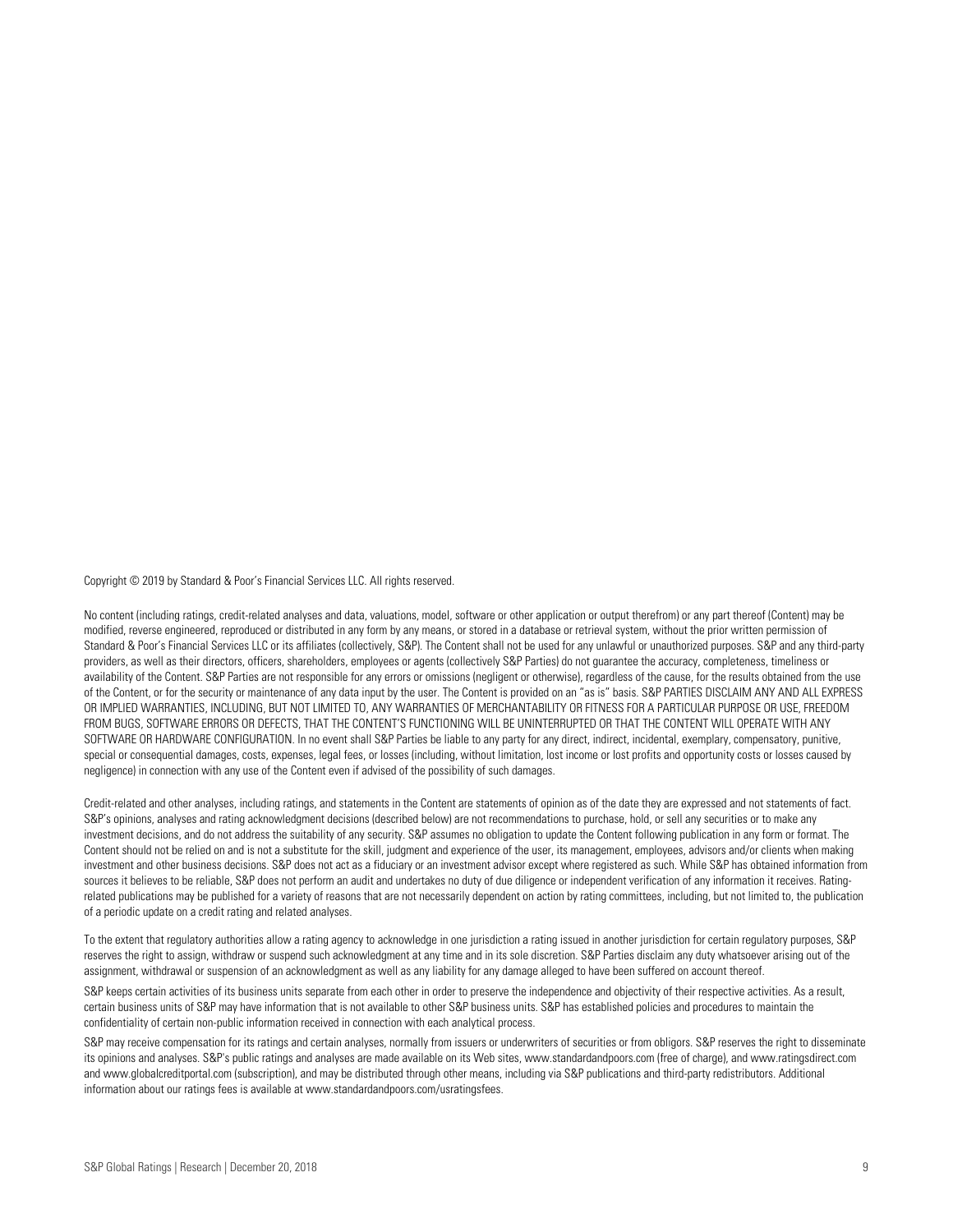Copyright © 2019 by Standard & Poor's Financial Services LLC. All rights reserved.

No content (including ratings, credit-related analyses and data, valuations, model, software or other application or output therefrom) or any part thereof (Content) may be modified, reverse engineered, reproduced or distributed in any form by any means, or stored in a database or retrieval system, without the prior written permission of Standard & Poor's Financial Services LLC or its affiliates (collectively, S&P). The Content shall not be used for any unlawful or unauthorized purposes. S&P and any third-party providers, as well as their directors, officers, shareholders, employees or agents (collectively S&P Parties) do not guarantee the accuracy, completeness, timeliness or availability of the Content. S&P Parties are not responsible for any errors or omissions (negligent or otherwise), regardless of the cause, for the results obtained from the use of the Content, or for the security or maintenance of any data input by the user. The Content is provided on an "as is" basis. S&P PARTIES DISCLAIM ANY AND ALL EXPRESS OR IMPLIED WARRANTIES, INCLUDING, BUT NOT LIMITED TO, ANY WARRANTIES OF MERCHANTABILITY OR FITNESS FOR A PARTICULAR PURPOSE OR USE, FREEDOM FROM BUGS, SOFTWARE ERRORS OR DEFECTS, THAT THE CONTENT'S FUNCTIONING WILL BE UNINTERRUPTED OR THAT THE CONTENT WILL OPERATE WITH ANY SOFTWARE OR HARDWARE CONFIGURATION. In no event shall S&P Parties be liable to any party for any direct, indirect, incidental, exemplary, compensatory, punitive, special or consequential damages, costs, expenses, legal fees, or losses (including, without limitation, lost income or lost profits and opportunity costs or losses caused by negligence) in connection with any use of the Content even if advised of the possibility of such damages.

Credit-related and other analyses, including ratings, and statements in the Content are statements of opinion as of the date they are expressed and not statements of fact. S&P's opinions, analyses and rating acknowledgment decisions (described below) are not recommendations to purchase, hold, or sell any securities or to make any investment decisions, and do not address the suitability of any security. S&P assumes no obligation to update the Content following publication in any form or format. The Content should not be relied on and is not a substitute for the skill, judgment and experience of the user, its management, employees, advisors and/or clients when making investment and other business decisions. S&P does not act as a fiduciary or an investment advisor except where registered as such. While S&P has obtained information from sources it believes to be reliable, S&P does not perform an audit and undertakes no duty of due diligence or independent verification of any information it receives. Rating-related publications may be published for a variety of reasons that are not necessarily dependent on action by rating committees, including, but not limited to, the publication of a periodic update on a credit rating and related analyses.

To the extent that regulatory authorities allow a rating agency to acknowledge in one jurisdiction a rating issued in another jurisdiction for certain regulatory purposes, S&P reserves the right to assign, withdraw or suspend such acknowledgment at any time and in its sole discretion. S&P Parties disclaim any duty whatsoever arising out of the assignment, withdrawal or suspension of an acknowledgment as well as any liability for any damage alleged to have been suffered on account thereof.

S&P keeps certain activities of its business units separate from each other in order to preserve the independence and objectivity of their respective activities. As a result, certain business units of S&P may have information that is not available to other S&P business units. S&P has established policies and procedures to maintain the confidentiality of certain non-public information received in connection with each analytical process.

S&P may receive compensation for its ratings and certain analyses, normally from issuers or underwriters of securities or from obligors. S&P reserves the right to disseminate its opinions and analyses. S&P's public ratings and analyses are made available on its Web sites, www.standardandpoors.com (free of charge), and www.ratingsdirect.com and www.globalcreditportal.com (subscription), and may be distributed through other means, including via S&P publications and third-party redistributors. Additional information about our ratings fees is available at www.standardandpoors.com/usratingsfees.